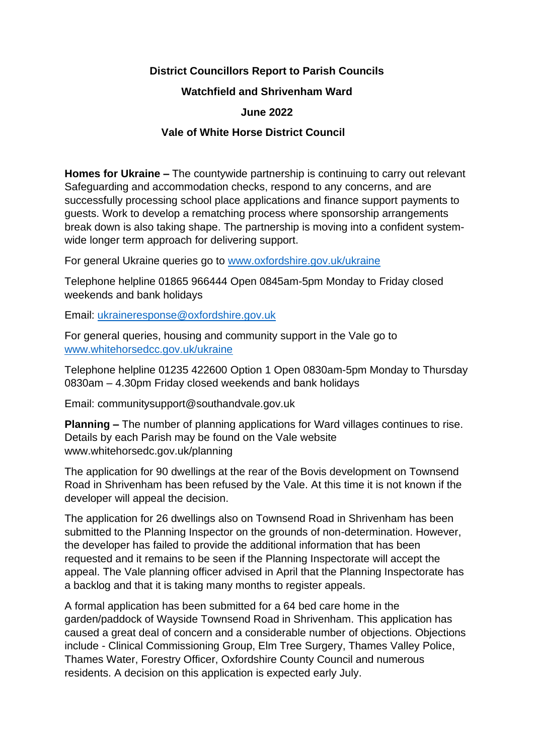**District Councillors Report to Parish Councils**

**Watchfield and Shrivenham Ward**

**June 2022**

**Vale of White Horse District Council**

**Homes for Ukraine –** The countywide partnership is continuing to carry out relevant Safeguarding and accommodation checks, respond to any concerns, and are successfully processing school place applications and finance support payments to guests. Work to develop a rematching process where sponsorship arrangements break down is also taking shape. The partnership is moving into a confident system-wide longer term approach for delivering support.

For general Ukraine queries go to www.oxfordshire.gov.uk/ukraine

Telephone helpline 01865 966444 Open 0845am-5pm Monday to Friday closed weekends and bank holidays

Email: ukraineresponse@oxfordshire.gov.uk

For general queries, housing and community support in the Vale go to www.whitehorsedcc.gov.uk/ukraine

Telephone helpline 01235 422600 Option 1 Open 0830am-5pm Monday to Thursday 0830am – 4.30pm Friday closed weekends and bank holidays

Email: communitysupport@southandvale.gov.uk

**Planning –** The number of planning applications for Ward villages continues to rise. Details by each Parish may be found on the Vale website www.whitehorsedc.gov.uk/planning

The application for 90 dwellings at the rear of the Bovis development on Townsend Road in Shrivenham has been refused by the Vale. At this time it is not known if the developer will appeal the decision.

The application for 26 dwellings also on Townsend Road in Shrivenham has been submitted to the Planning Inspector on the grounds of non-determination. However, the developer has failed to provide the additional information that has been requested and it remains to be seen if the Planning Inspectorate will accept the appeal. The Vale planning officer advised in April that the Planning Inspectorate has a backlog and that it is taking many months to register appeals.

A formal application has been submitted for a 64 bed care home in the garden/paddock of Wayside Townsend Road in Shrivenham. This application has caused a great deal of concern and a considerable number of objections. Objections include - Clinical Commissioning Group, Elm Tree Surgery, Thames Valley Police, Thames Water, Forestry Officer, Oxfordshire County Council and numerous residents. A decision on this application is expected early July.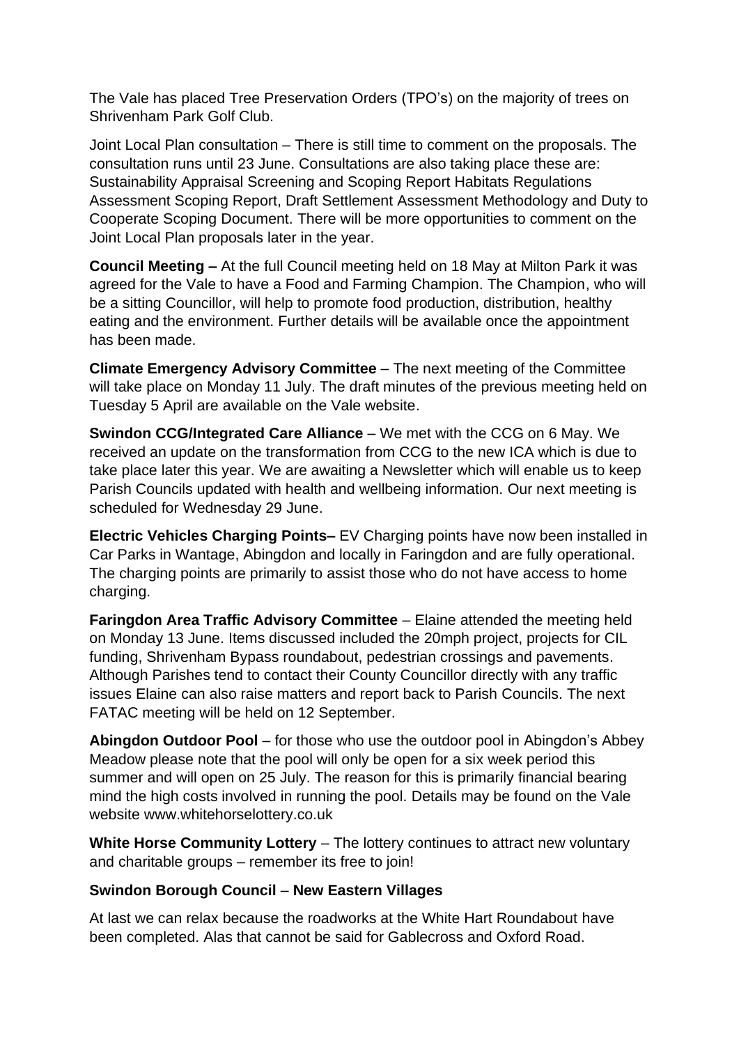The Vale has placed Tree Preservation Orders (TPO's) on the majority of trees on Shrivenham Park Golf Club.

Joint Local Plan consultation – There is still time to comment on the proposals. The consultation runs until 23 June. Consultations are also taking place these are: Sustainability Appraisal Screening and Scoping Report Habitats Regulations Assessment Scoping Report, Draft Settlement Assessment Methodology and Duty to Cooperate Scoping Document. There will be more opportunities to comment on the Joint Local Plan proposals later in the year.

**Council Meeting –** At the full Council meeting held on 18 May at Milton Park it was agreed for the Vale to have a Food and Farming Champion. The Champion, who will be a sitting Councillor, will help to promote food production, distribution, healthy eating and the environment. Further details will be available once the appointment has been made.

**Climate Emergency Advisory Committee** – The next meeting of the Committee will take place on Monday 11 July. The draft minutes of the previous meeting held on Tuesday 5 April are available on the Vale website.

**Swindon CCG/Integrated Care Alliance** – We met with the CCG on 6 May. We received an update on the transformation from CCG to the new ICA which is due to take place later this year. We are awaiting a Newsletter which will enable us to keep Parish Councils updated with health and wellbeing information. Our next meeting is scheduled for Wednesday 29 June.

**Electric Vehicles Charging Points–** EV Charging points have now been installed in Car Parks in Wantage, Abingdon and locally in Faringdon and are fully operational. The charging points are primarily to assist those who do not have access to home charging.

**Faringdon Area Traffic Advisory Committee** – Elaine attended the meeting held on Monday 13 June. Items discussed included the 20mph project, projects for CIL funding, Shrivenham Bypass roundabout, pedestrian crossings and pavements. Although Parishes tend to contact their County Councillor directly with any traffic issues Elaine can also raise matters and report back to Parish Councils. The next FATAC meeting will be held on 12 September.

**Abingdon Outdoor Pool** – for those who use the outdoor pool in Abingdon's Abbey Meadow please note that the pool will only be open for a six week period this summer and will open on 25 July. The reason for this is primarily financial bearing mind the high costs involved in running the pool. Details may be found on the Vale website www.whitehorselottery.co.uk

**White Horse Community Lottery** – The lottery continues to attract new voluntary and charitable groups – remember its free to join!

**Swindon Borough Council** – **New Eastern Villages**

At last we can relax because the roadworks at the White Hart Roundabout have been completed. Alas that cannot be said for Gablecross and Oxford Road.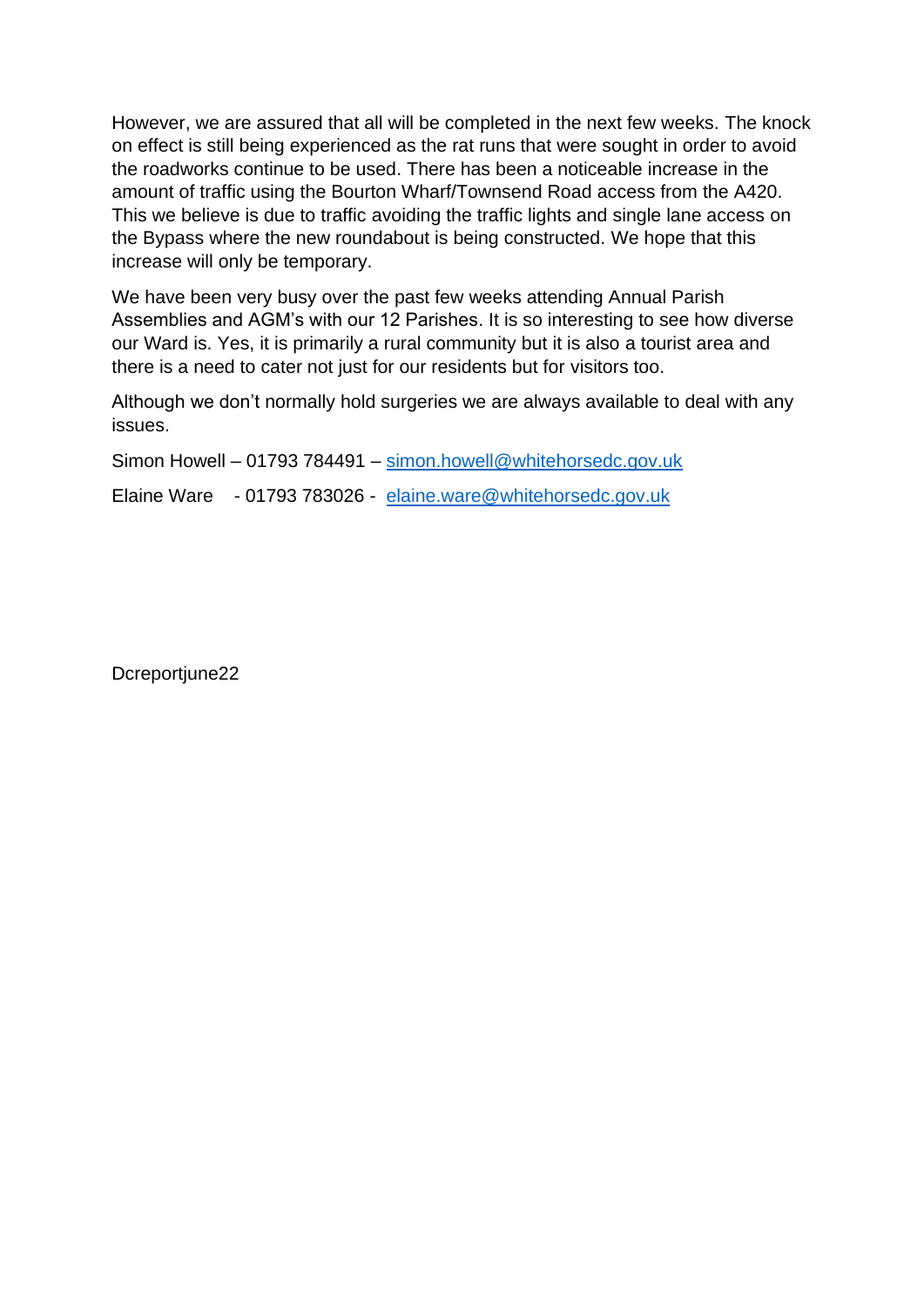However, we are assured that all will be completed in the next few weeks. The knock on effect is still being experienced as the rat runs that were sought in order to avoid the roadworks continue to be used. There has been a noticeable increase in the amount of traffic using the Bourton Wharf/Townsend Road access from the A420. This we believe is due to traffic avoiding the traffic lights and single lane access on the Bypass where the new roundabout is being constructed. We hope that this increase will only be temporary.

We have been very busy over the past few weeks attending Annual Parish Assemblies and AGM's with our 12 Parishes. It is so interesting to see how diverse our Ward is. Yes, it is primarily a rural community but it is also a tourist area and there is a need to cater not just for our residents but for visitors too.

Although we don't normally hold surgeries we are always available to deal with any issues.

Simon Howell – 01793 784491 – simon.howell@whitehorsedc.gov.uk

Elaine Ware - 01793 783026 - elaine.ware@whitehorsedc.gov.uk

Dcreportjune22